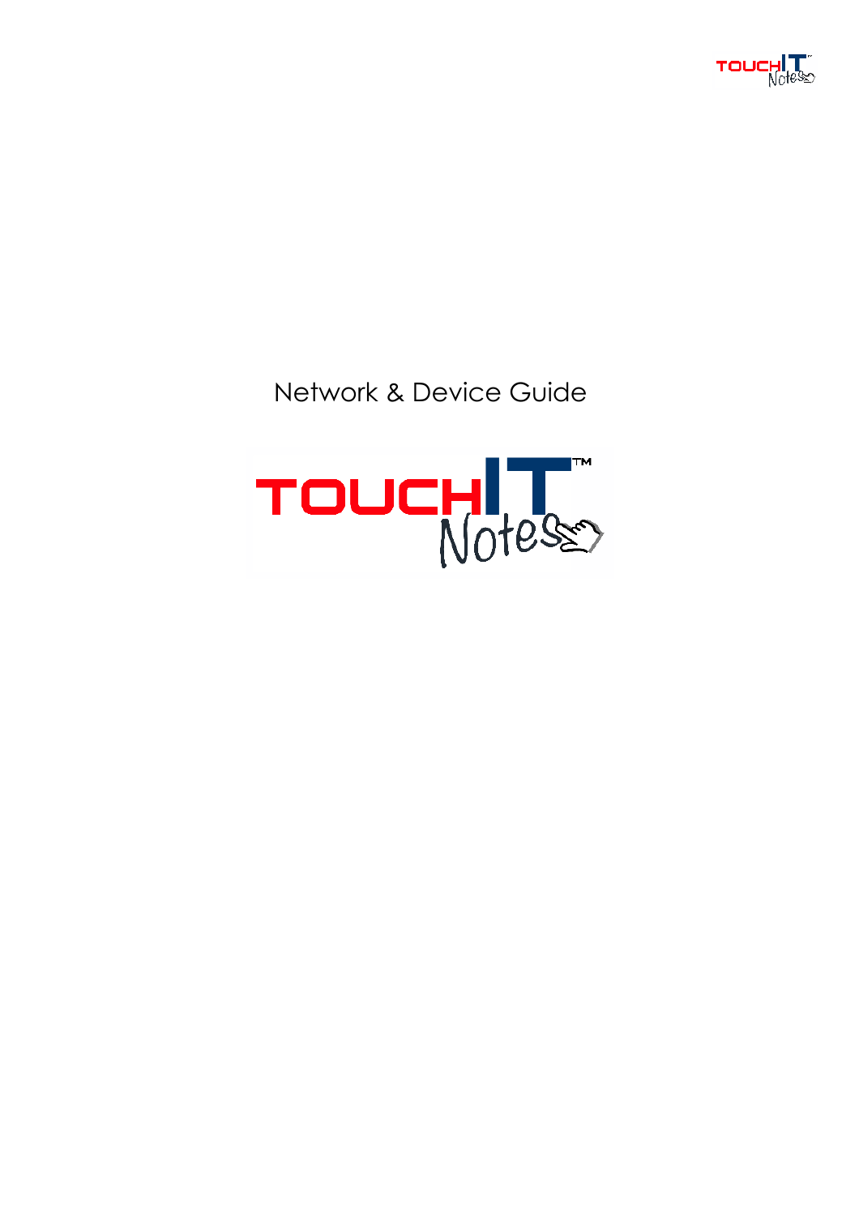# Network & Device Guide

TOUCHIT™ Notes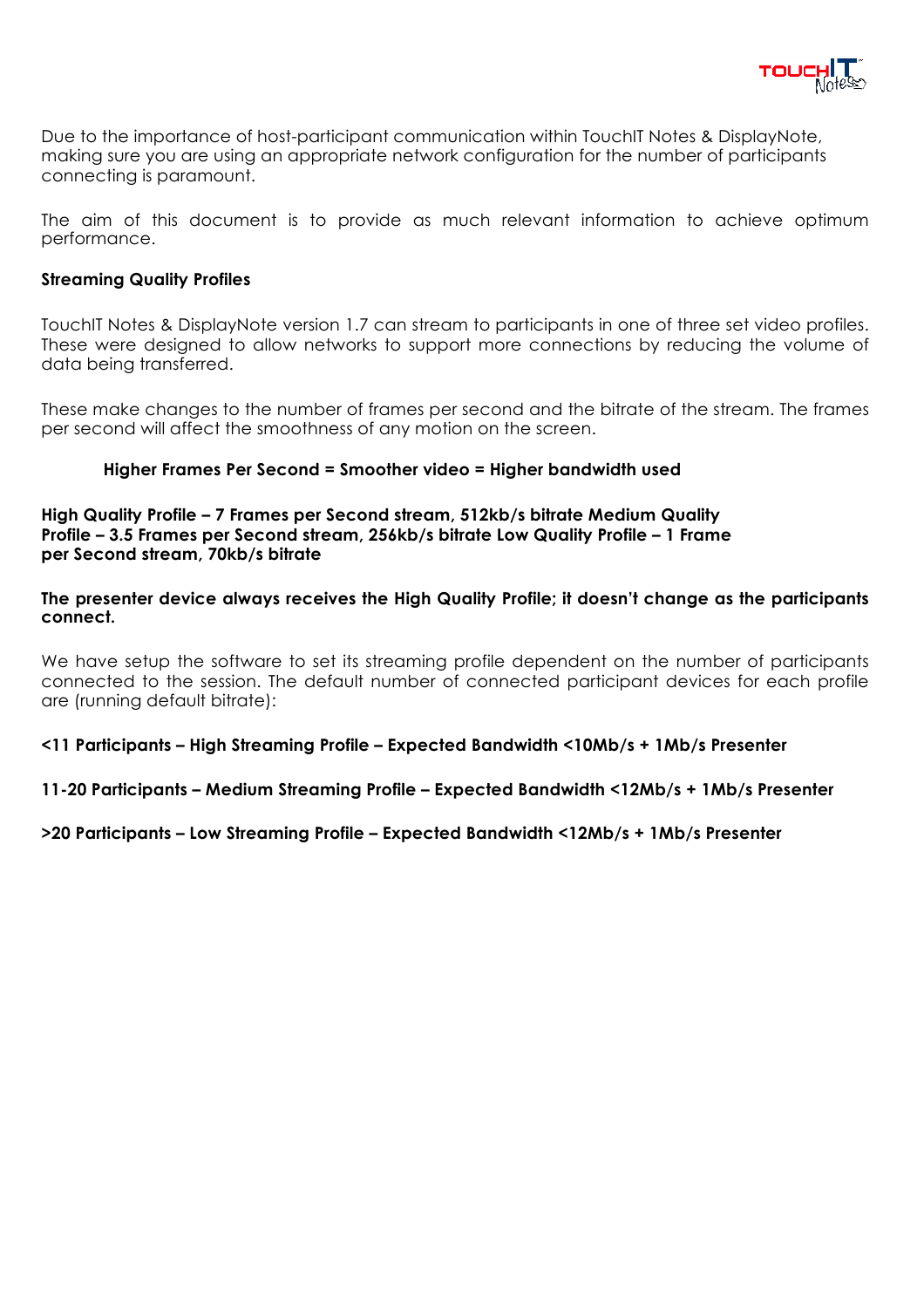Due to the importance of host-participant communication within TouchIT Notes & DisplayNote, making sure you are using an appropriate network configuration for the number of participants connecting is paramount.

The aim of this document is to provide as much relevant information to achieve optimum performance.

**Streaming Quality Profiles**

TouchIT Notes & DisplayNote version 1.7 can stream to participants in one of three set video profiles. These were designed to allow networks to support more connections by reducing the volume of data being transferred.

These make changes to the number of frames per second and the bitrate of the stream. The frames per second will affect the smoothness of any motion on the screen.

**Higher Frames Per Second = Smoother video = Higher bandwidth used**

**High Quality Profile – 7 Frames per Second stream, 512kb/s bitrate Medium Quality Profile – 3.5 Frames per Second stream, 256kb/s bitrate Low Quality Profile – 1 Frame per Second stream, 70kb/s bitrate**

**The presenter device always receives the High Quality Profile; it doesn't change as the participants connect.**

We have setup the software to set its streaming profile dependent on the number of participants connected to the session. The default number of connected participant devices for each profile are (running default bitrate):

**<11 Participants – High Streaming Profile – Expected Bandwidth <10Mb/s + 1Mb/s Presenter**

**11-20 Participants – Medium Streaming Profile – Expected Bandwidth <12Mb/s + 1Mb/s Presenter**

**>20 Participants – Low Streaming Profile – Expected Bandwidth <12Mb/s + 1Mb/s Presenter**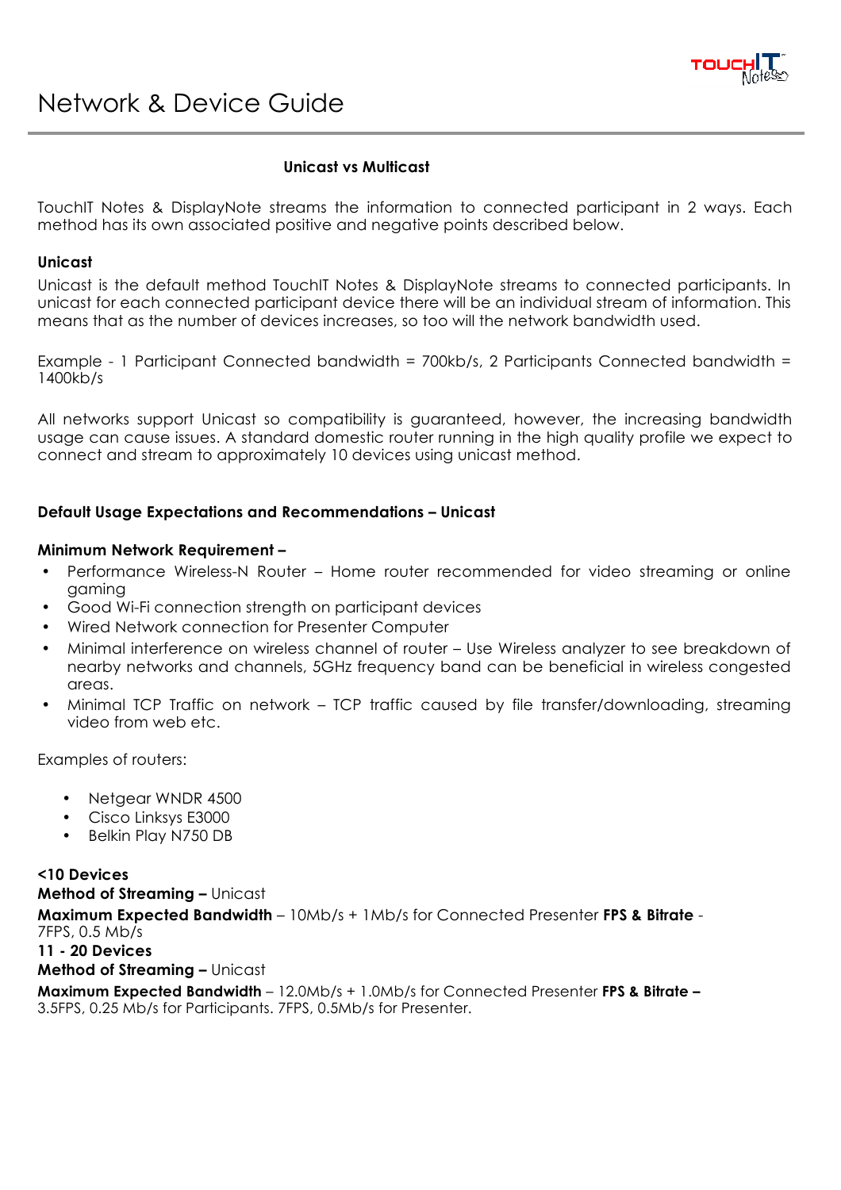# Network & Device Guide

### Unicast vs Multicast

TouchIT Notes & DisplayNote streams the information to connected participant in 2 ways. Each method has its own associated positive and negative points described below.

**Unicast**

Unicast is the default method TouchIT Notes & DisplayNote streams to connected participants. In unicast for each connected participant device there will be an individual stream of information. This means that as the number of devices increases, so too will the network bandwidth used.

Example - 1 Participant Connected bandwidth = 700kb/s, 2 Participants Connected bandwidth = 1400kb/s

All networks support Unicast so compatibility is guaranteed, however, the increasing bandwidth usage can cause issues. A standard domestic router running in the high quality profile we expect to connect and stream to approximately 10 devices using unicast method.

**Default Usage Expectations and Recommendations – Unicast**

**Minimum Network Requirement –**

- Performance Wireless-N Router – Home router recommended for video streaming or online gaming
- Good Wi-Fi connection strength on participant devices
- Wired Network connection for Presenter Computer
- Minimal interference on wireless channel of router – Use Wireless analyzer to see breakdown of nearby networks and channels, 5GHz frequency band can be beneficial in wireless congested areas.
- Minimal TCP Traffic on network – TCP traffic caused by file transfer/downloading, streaming video from web etc.

Examples of routers:

- Netgear WNDR 4500
- Cisco Linksys E3000
- Belkin Play N750 DB

**<10 Devices**
**Method of Streaming –** Unicast
**Maximum Expected Bandwidth** – 10Mb/s + 1Mb/s for Connected Presenter **FPS & Bitrate** - 7FPS, 0.5 Mb/s
**11 - 20 Devices**
**Method of Streaming –** Unicast
**Maximum Expected Bandwidth** – 12.0Mb/s + 1.0Mb/s for Connected Presenter **FPS & Bitrate –** 3.5FPS, 0.25 Mb/s for Participants. 7FPS, 0.5Mb/s for Presenter.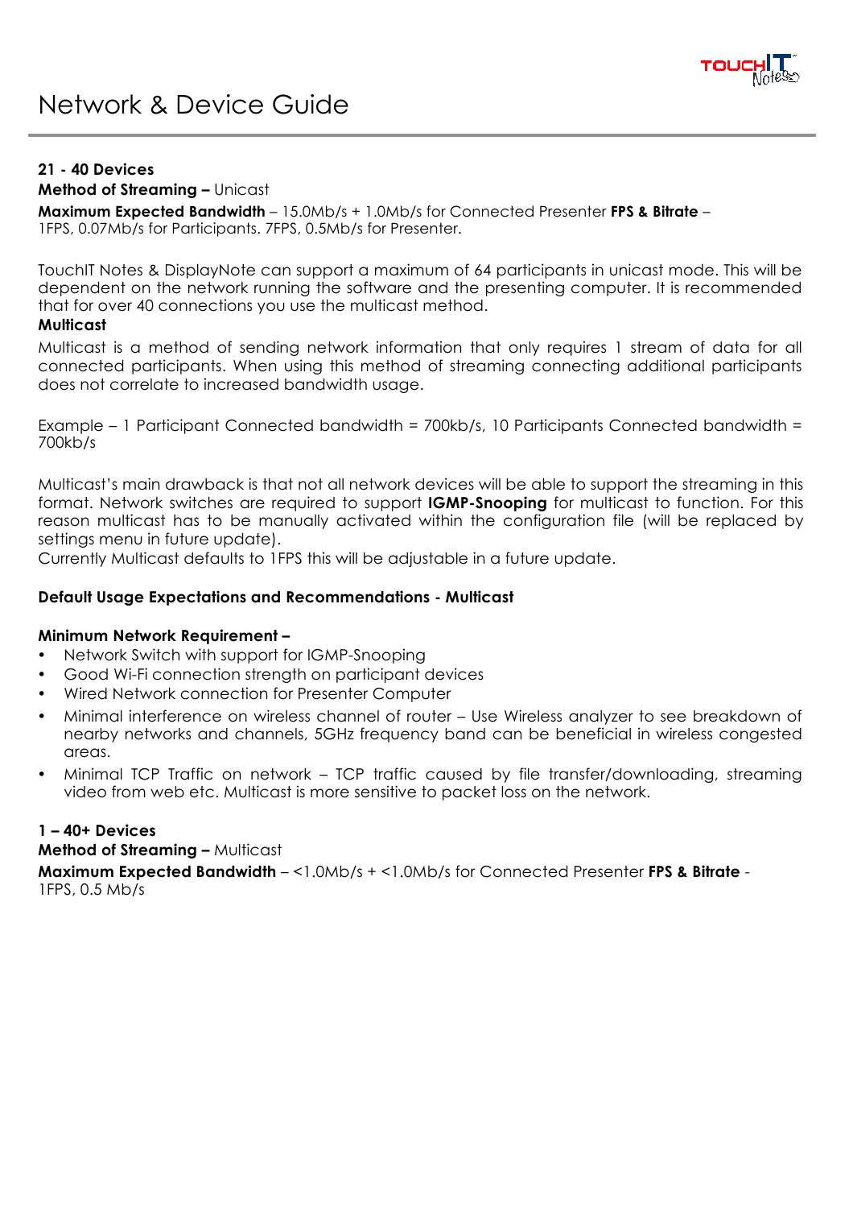**21 - 40 Devices**

**Method of Streaming –** Unicast

**Maximum Expected Bandwidth** – 15.0Mb/s + 1.0Mb/s for Connected Presenter **FPS & Bitrate** – 1FPS, 0.07Mb/s for Participants. 7FPS, 0.5Mb/s for Presenter.

TouchIT Notes & DisplayNote can support a maximum of 64 participants in unicast mode. This will be dependent on the network running the software and the presenting computer. It is recommended that for over 40 connections you use the multicast method.

**Multicast**

Multicast is a method of sending network information that only requires 1 stream of data for all connected participants. When using this method of streaming connecting additional participants does not correlate to increased bandwidth usage.

Example – 1 Participant Connected bandwidth = 700kb/s, 10 Participants Connected bandwidth = 700kb/s

Multicast's main drawback is that not all network devices will be able to support the streaming in this format. Network switches are required to support **IGMP-Snooping** for multicast to function. For this reason multicast has to be manually activated within the configuration file (will be replaced by settings menu in future update).

Currently Multicast defaults to 1FPS this will be adjustable in a future update.

**Default Usage Expectations and Recommendations - Multicast**

**Minimum Network Requirement –**

- Network Switch with support for IGMP-Snooping
- Good Wi-Fi connection strength on participant devices
- Wired Network connection for Presenter Computer
- Minimal interference on wireless channel of router – Use Wireless analyzer to see breakdown of nearby networks and channels, 5GHz frequency band can be beneficial in wireless congested areas.
- Minimal TCP Traffic on network – TCP traffic caused by file transfer/downloading, streaming video from web etc. Multicast is more sensitive to packet loss on the network.

**1 – 40+ Devices**

**Method of Streaming –** Multicast

**Maximum Expected Bandwidth** – <1.0Mb/s + <1.0Mb/s for Connected Presenter **FPS & Bitrate** - 1FPS, 0.5 Mb/s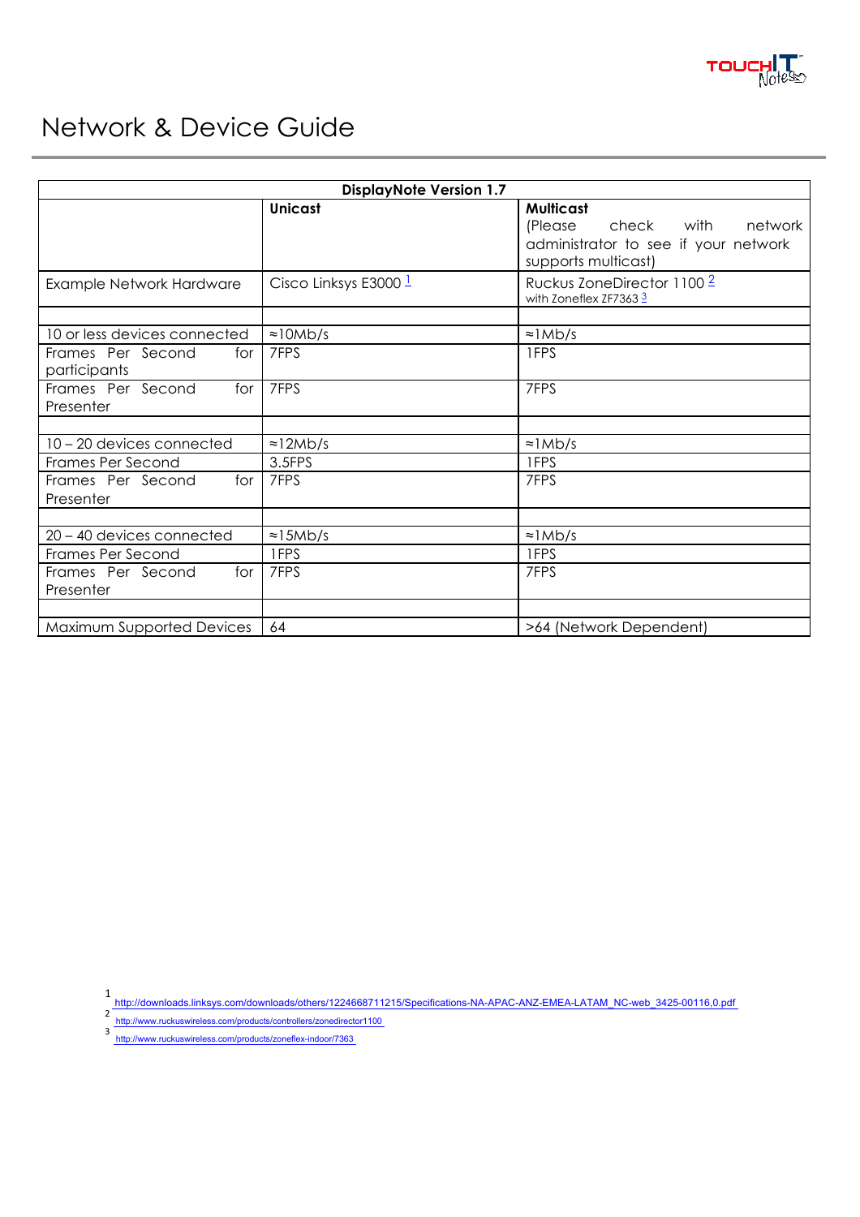# Network & Device Guide

| DisplayNote Version 1.7 | | |
|---|---|---|
| | **Unicast** | **Multicast** (Please check with network administrator to see if your network supports multicast) |
| Example Network Hardware | Cisco Linksys E3000 [1] | Ruckus ZoneDirector 1100 [2] with Zoneflex ZF7363 [3] |
| | | |
| 10 or less devices connected | ≈10Mb/s | ≈1Mb/s |
| Frames Per Second for participants | 7FPS | 1FPS |
| Frames Per Second for Presenter | 7FPS | 7FPS |
| | | |
| 10 – 20 devices connected | ≈12Mb/s | ≈1Mb/s |
| Frames Per Second | 3.5FPS | 1FPS |
| Frames Per Second for Presenter | 7FPS | 7FPS |
| | | |
| 20 – 40 devices connected | ≈15Mb/s | ≈1Mb/s |
| Frames Per Second | 1FPS | 1FPS |
| Frames Per Second for Presenter | 7FPS | 7FPS |
| | | |
| Maximum Supported Devices | 64 | >64 (Network Dependent) |

[1] http://downloads.linksys.com/downloads/others/1224668711215/Specifications-NA-APAC-ANZ-EMEA-LATAM_NC-web_3425-00116,0.pdf

[2] http://www.ruckuswireless.com/products/controllers/zonedirector1100

[3] http://www.ruckuswireless.com/products/zoneflex-indoor/7363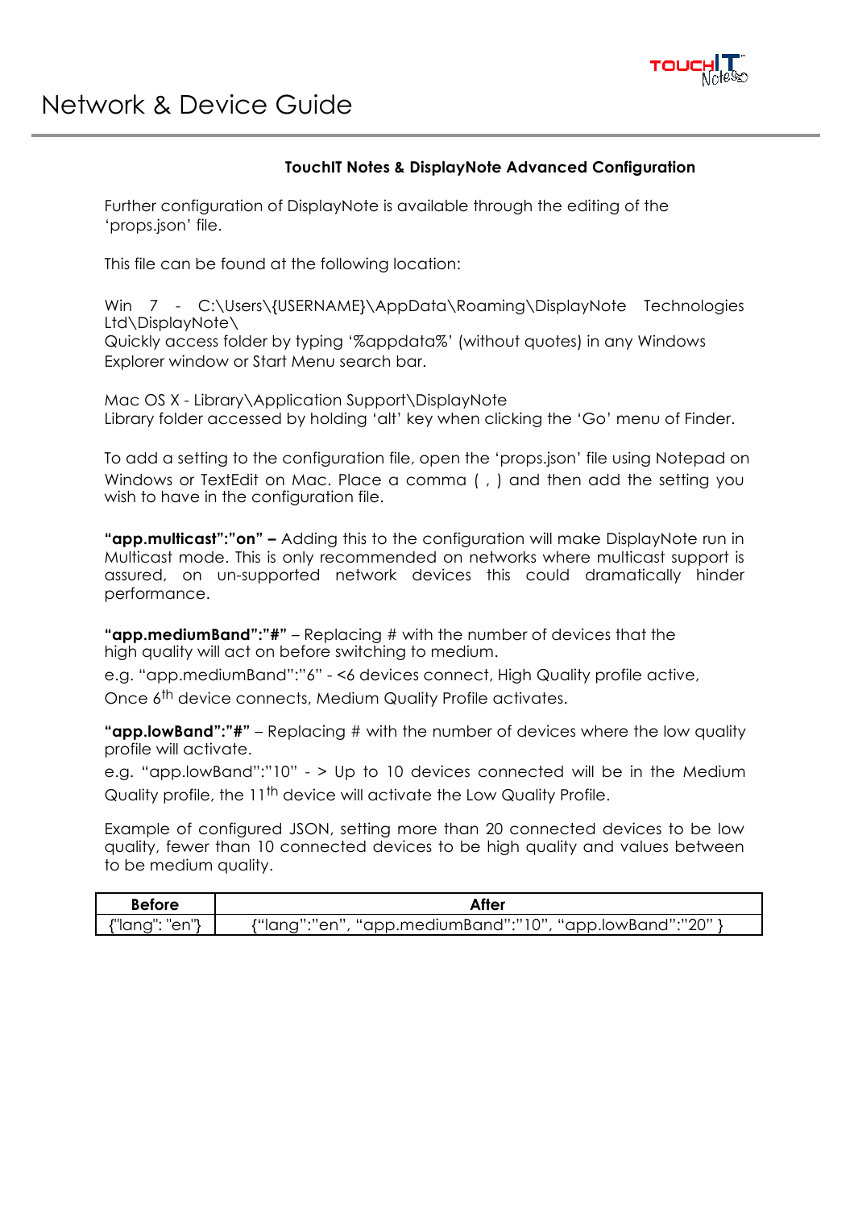# Network & Device Guide

### TouchIT Notes & DisplayNote Advanced Configuration

Further configuration of DisplayNote is available through the editing of the 'props.json' file.

This file can be found at the following location:

Win 7 - C:\Users\{USERNAME}\AppData\Roaming\DisplayNote Technologies Ltd\DisplayNote\
Quickly access folder by typing '%appdata%' (without quotes) in any Windows Explorer window or Start Menu search bar.

Mac OS X - Library\Application Support\DisplayNote
Library folder accessed by holding 'alt' key when clicking the 'Go' menu of Finder.

To add a setting to the configuration file, open the 'props.json' file using Notepad on Windows or TextEdit on Mac. Place a comma ( , ) and then add the setting you wish to have in the configuration file.

**"app.multicast":"on" –** Adding this to the configuration will make DisplayNote run in Multicast mode. This is only recommended on networks where multicast support is assured, on un-supported network devices this could dramatically hinder performance.

**"app.mediumBand":"#"** – Replacing # with the number of devices that the high quality will act on before switching to medium.

e.g. "app.mediumBand":"6" - <6 devices connect, High Quality profile active, Once 6th device connects, Medium Quality Profile activates.

**"app.lowBand":"#"** – Replacing # with the number of devices where the low quality profile will activate.

e.g. "app.lowBand":"10" - > Up to 10 devices connected will be in the Medium Quality profile, the 11th device will activate the Low Quality Profile.

Example of configured JSON, setting more than 20 connected devices to be low quality, fewer than 10 connected devices to be high quality and values between to be medium quality.

| Before | After |
|---|---|
| {"lang": "en"} | {"lang":"en", "app.mediumBand":"10", "app.lowBand":"20" } |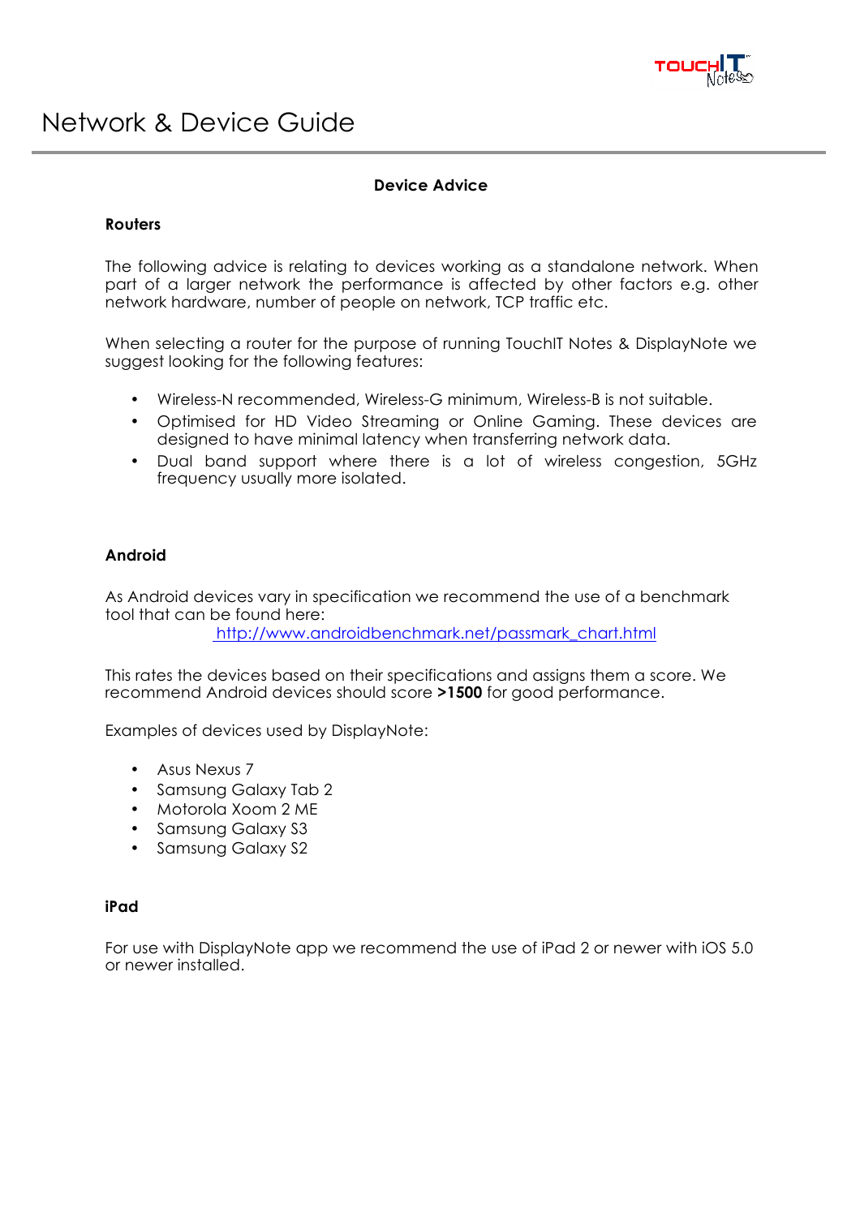# Network & Device Guide

**Device Advice**

**Routers**

The following advice is relating to devices working as a standalone network. When part of a larger network the performance is affected by other factors e.g. other network hardware, number of people on network, TCP traffic etc.

When selecting a router for the purpose of running TouchIT Notes & DisplayNote we suggest looking for the following features:

- Wireless-N recommended, Wireless-G minimum, Wireless-B is not suitable.
- Optimised for HD Video Streaming or Online Gaming. These devices are designed to have minimal latency when transferring network data.
- Dual band support where there is a lot of wireless congestion, 5GHz frequency usually more isolated.

**Android**

As Android devices vary in specification we recommend the use of a benchmark tool that can be found here:

http://www.androidbenchmark.net/passmark_chart.html

This rates the devices based on their specifications and assigns them a score. We recommend Android devices should score **>1500** for good performance.

Examples of devices used by DisplayNote:

- Asus Nexus 7
- Samsung Galaxy Tab 2
- Motorola Xoom 2 ME
- Samsung Galaxy S3
- Samsung Galaxy S2

**iPad**

For use with DisplayNote app we recommend the use of iPad 2 or newer with iOS 5.0 or newer installed.